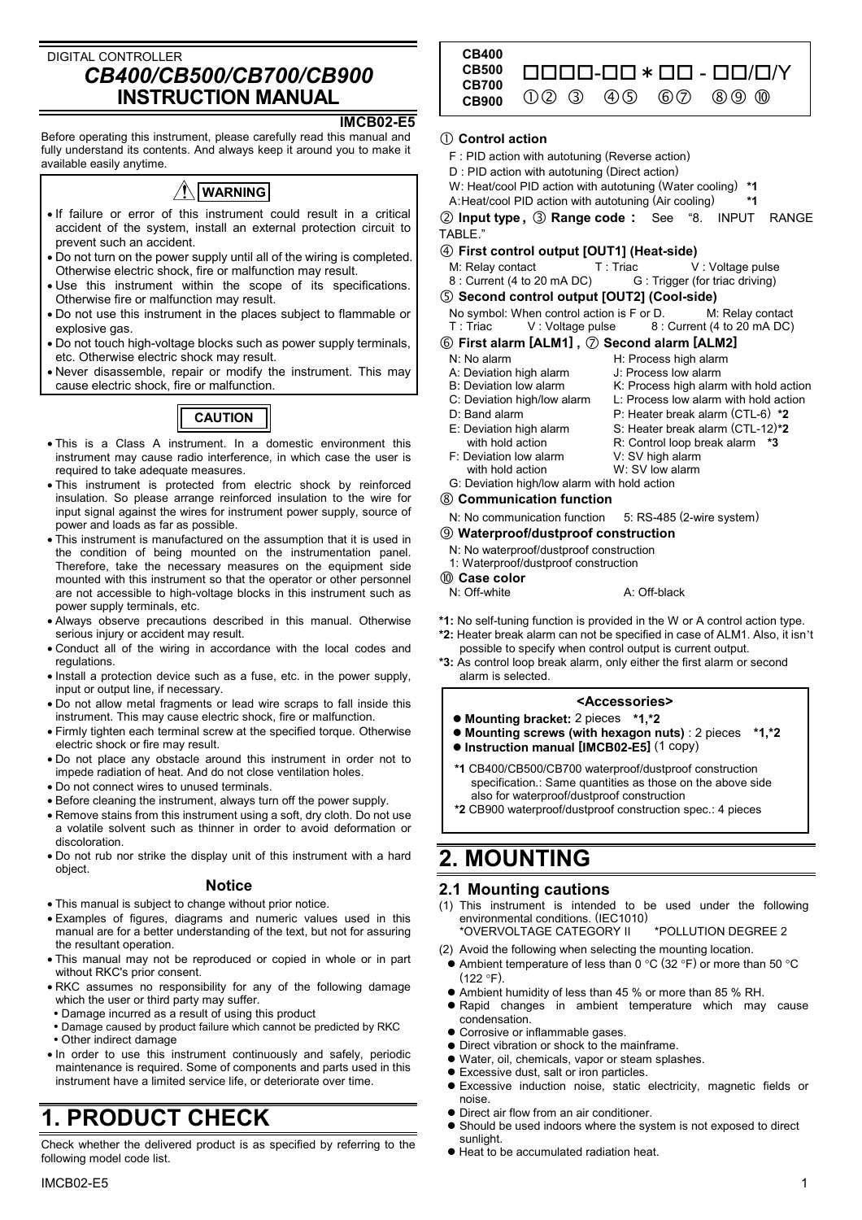DIGITAL CONTROLLER

# CB400/CB500/CB700/CB900 INSTRUCTION MANUAL

**IMCB02-E5**

Before operating this instrument, please carefully read this manual and fully understand its contents. And always keep it around you to make it available easily anytime.

**⚠ WARNING**

- If failure or error of this instrument could result in a critical accident of the system, install an external protection circuit to prevent such an accident.
- Do not turn on the power supply until all of the wiring is completed. Otherwise electric shock, fire or malfunction may result.
- Use this instrument within the scope of its specifications. Otherwise fire or malfunction may result.
- Do not use this instrument in the places subject to flammable or explosive gas.
- Do not touch high-voltage blocks such as power supply terminals, etc. Otherwise electric shock may result.
- Never disassemble, repair or modify the instrument. This may cause electric shock, fire or malfunction.

**CAUTION**

- This is a Class A instrument. In a domestic environment this instrument may cause radio interference, in which case the user is required to take adequate measures.
- This instrument is protected from electric shock by reinforced insulation. So please arrange reinforced insulation to the wire for input signal against the wires for instrument power supply, source of power and loads as far as possible.
- This instrument is manufactured on the assumption that it is used in the condition of being mounted on the instrumentation panel. Therefore, take the necessary measures on the equipment side mounted with this instrument so that the operator or other personnel are not accessible to high-voltage blocks in this instrument such as power supply terminals, etc.
- Always observe precautions described in this manual. Otherwise serious injury or accident may result.
- Conduct all of the wiring in accordance with the local codes and regulations.
- Install a protection device such as a fuse, etc. in the power supply, input or output line, if necessary.
- Do not allow metal fragments or lead wire scraps to fall inside this instrument. This may cause electric shock, fire or malfunction.
- Firmly tighten each terminal screw at the specified torque. Otherwise electric shock or fire may result.
- Do not place any obstacle around this instrument in order not to impede radiation of heat. And do not close ventilation holes.
- Do not connect wires to unused terminals.
- Before cleaning the instrument, always turn off the power supply.
- Remove stains from this instrument using a soft, dry cloth. Do not use a volatile solvent such as thinner in order to avoid deformation or discoloration.
- Do not rub nor strike the display unit of this instrument with a hard object.

### Notice

- This manual is subject to change without prior notice.
- Examples of figures, diagrams and numeric values used in this manual are for a better understanding of the text, but not for assuring the resultant operation.
- This manual may not be reproduced or copied in whole or in part without RKC's prior consent.
- RKC assumes no responsibility for any of the following damage which the user or third party may suffer.
  - Damage incurred as a result of using this product
  - Damage caused by product failure which cannot be predicted by RKC
  - Other indirect damage
- In order to use this instrument continuously and safely, periodic maintenance is required. Some of components and parts used in this instrument have a limited service life, or deteriorate over time.

# 1. PRODUCT CHECK

Check whether the delivered product is as specified by referring to the following model code list.

```
CB400
CB500   □□□□-□□ * □□ - □□/□/Y
CB700   ①② ③   ④⑤   ⑥⑦    ⑧⑨ ⑩
CB900
```

**① Control action**

F : PID action with autotuning (Reverse action)
D : PID action with autotuning (Direct action)
W: Heat/cool PID action with autotuning (Water cooling) **\*1**
A: Heat/cool PID action with autotuning (Air cooling) **\*1**

**② Input type , ③ Range code :** See "8. INPUT RANGE TABLE."

**④ First control output [OUT1] (Heat-side)**

M: Relay contact T : Triac V : Voltage pulse
8 : Current (4 to 20 mA DC) G : Trigger (for triac driving)

**⑤ Second control output [OUT2] (Cool-side)**

No symbol: When control action is F or D. M: Relay contact
T : Triac V : Voltage pulse 8 : Current (4 to 20 mA DC)

**⑥ First alarm [ALM1] , ⑦ Second alarm [ALM2]**

N: No alarm
A: Deviation high alarm
B: Deviation low alarm
C: Deviation high/low alarm
D: Band alarm
E: Deviation high alarm with hold action
F: Deviation low alarm with hold action
G: Deviation high/low alarm with hold action
H: Process high alarm
J: Process low alarm
K: Process high alarm with hold action
L: Process low alarm with hold action
P: Heater break alarm (CTL-6) **\*2**
S: Heater break alarm (CTL-12)**\*2**
R: Control loop break alarm **\*3**
V: SV high alarm
W: SV low alarm

**⑧ Communication function**

N: No communication function 5: RS-485 (2-wire system)

**⑨ Waterproof/dustproof construction**

N: No waterproof/dustproof construction
1: Waterproof/dustproof construction

**⑩ Case color**

N: Off-white A: Off-black

**\*1:** No self-tuning function is provided in the W or A control action type.
**\*2:** Heater break alarm can not be specified in case of ALM1. Also, it isn't possible to specify when control output is current output.
**\*3:** As control loop break alarm, only either the first alarm or second alarm is selected.

**<Accessories>**

- **Mounting bracket:** 2 pieces **\*1,\*2**
- **Mounting screws (with hexagon nuts)** : 2 pieces **\*1,\*2**
- **Instruction manual [IMCB02-E5]** (1 copy)

**\*1** CB400/CB500/CB700 waterproof/dustproof construction specification.: Same quantities as those on the above side also for waterproof/dustproof construction
**\*2** CB900 waterproof/dustproof construction spec.: 4 pieces

# 2. MOUNTING

## 2.1 Mounting cautions

(1) This instrument is intended to be used under the following environmental conditions. (IEC1010)
\*OVERVOLTAGE CATEGORY II \*POLLUTION DEGREE 2

(2) Avoid the following when selecting the mounting location.

- Ambient temperature of less than 0 °C (32 °F) or more than 50 °C (122 °F).
- Ambient humidity of less than 45 % or more than 85 % RH.
- Rapid changes in ambient temperature which may cause condensation.
- Corrosive or inflammable gases.
- Direct vibration or shock to the mainframe.
- Water, oil, chemicals, vapor or steam splashes.
- Excessive dust, salt or iron particles.
- Excessive induction noise, static electricity, magnetic fields or noise.
- Direct air flow from an air conditioner.
- Should be used indoors where the system is not exposed to direct sunlight.
- Heat to be accumulated radiation heat.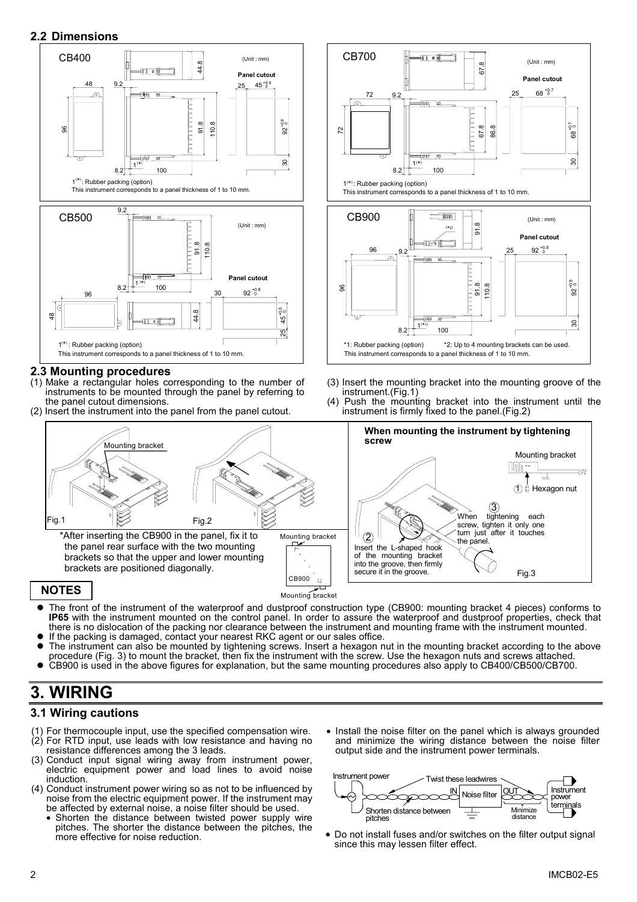## 2.2 Dimensions

CB400 (Unit : mm)

Panel cutout

$1^{(*)}$: Rubber packing (option)
This instrument corresponds to a panel thickness of 1 to 10 mm.

CB700 (Unit : mm)

Panel cutout

$1^{(*)}$: Rubber packing (option)
This instrument corresponds to a panel thickness of 1 to 10 mm.

CB500 (Unit : mm)

Panel cutout

$1^{(*)}$: Rubber packing (option)
This instrument corresponds to a panel thickness of 1 to 10 mm.

CB900 (Unit : mm)

Panel cutout

*1: Rubber packing (option) *2: Up to 4 mounting brackets can be used.
This instrument corresponds to a panel thickness of 1 to 10 mm.

## 2.3 Mounting procedures

(1) Make a rectangular holes corresponding to the number of instruments to be mounted through the panel by referring to the panel cutout dimensions.
(2) Insert the instrument into the panel from the panel cutout.
(3) Insert the mounting bracket into the mounting groove of the instrument.(Fig.1)
(4) Push the mounting bracket into the instrument until the instrument is firmly fixed to the panel.(Fig.2)

Fig.1 Fig.2

*After inserting the CB900 in the panel, fix it to the panel rear surface with the two mounting brackets so that the upper and lower mounting brackets are positioned diagonally.

**When mounting the instrument by tightening screw**

① Hexagon nut
② Insert the L-shaped hook of the mounting bracket into the groove, then firmly secure it in the groove.
③ When tightening each screw, tighten it only one turn just after it touches the panel.

Fig.3

### NOTES

- The front of the instrument of the waterproof and dustproof construction type (CB900: mounting bracket 4 pieces) conforms to **IP65** with the instrument mounted on the control panel. In order to assure the waterproof and dustproof properties, check that there is no dislocation of the packing nor clearance between the instrument and mounting frame with the instrument mounted.
- If the packing is damaged, contact your nearest RKC agent or our sales office.
- The instrument can also be mounted by tightening screws. Insert a hexagon nut in the mounting bracket according to the above procedure (Fig. 3) to mount the bracket, then fix the instrument with the screw. Use the hexagon nuts and screws attached.
- CB900 is used in the above figures for explanation, but the same mounting procedures also apply to CB400/CB500/CB700.

# 3. WIRING

## 3.1 Wiring cautions

(1) For thermocouple input, use the specified compensation wire.
(2) For RTD input, use leads with low resistance and having no resistance differences among the 3 leads.
(3) Conduct input signal wiring away from instrument power, electric equipment power and load lines to avoid noise induction.
(4) Conduct instrument power wiring so as not to be influenced by noise from the electric equipment power. If the instrument may be affected by external noise, a noise filter should be used.
   - Shorten the distance between twisted power supply wire pitches. The shorter the distance between the pitches, the more effective for noise reduction.
   - Install the noise filter on the panel which is always grounded and minimize the wiring distance between the noise filter output side and the instrument power terminals.

Instrument power — Twist these leadwires — IN Noise filter OUT — Instrument power terminals; Shorten distance between pitches; Minimize distance

   - Do not install fuses and/or switches on the filter output signal since this may lessen filter effect.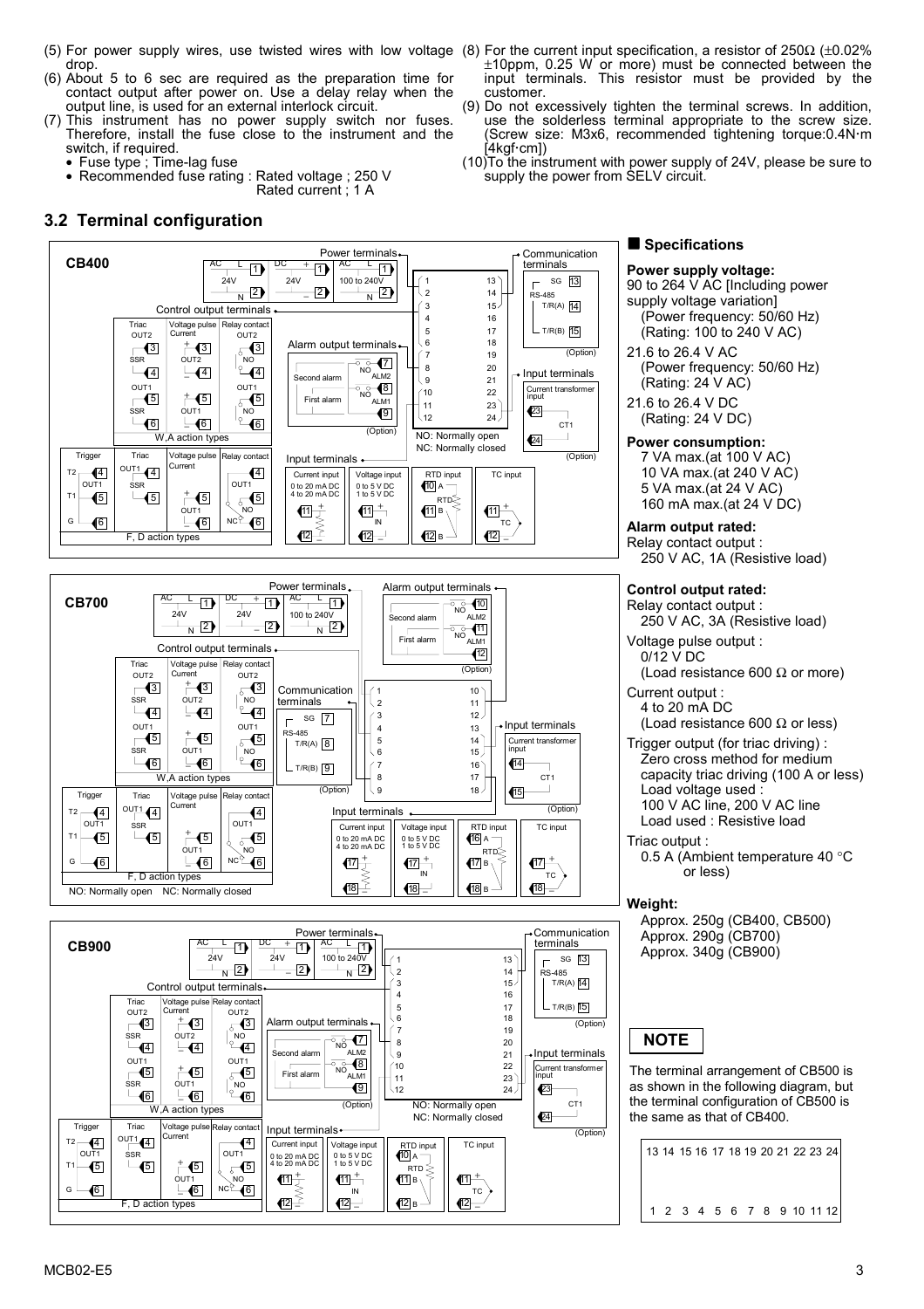(5) For power supply wires, use twisted wires with low voltage drop.
(6) About 5 to 6 sec are required as the preparation time for contact output after power on. Use a delay relay when the output line, is used for an external interlock circuit.
(7) This instrument has no power supply switch nor fuses. Therefore, install the fuse close to the instrument and the switch, if required.
  - Fuse type ; Time-lag fuse
  - Recommended fuse rating : Rated voltage ; 250 V
    Rated current ; 1 A
(8) For the current input specification, a resistor of 250Ω (±0.02% ±10ppm, 0.25 W or more) must be connected between the input terminals. This resistor must be provided by the customer.
(9) Do not excessively tighten the terminal screws. In addition, use the solderless terminal appropriate to the screw size. (Screw size: M3x6, recommended tightening torque:0.4N·m [4kgf·cm])
(10) To the instrument with power supply of 24V, please be sure to supply the power from SELV circuit.

## 3.2 Terminal configuration

**CB400**

Power terminals: AC 24V (L 1, N 2); DC 24V (+ 1, − 2); AC 100 to 240V (L 1, N 2)

Control output terminals:
- W, A action types: Triac (OUT2 SSR 3-4, OUT1 SSR 5-6); Voltage pulse/Current (OUT2 + 3, − 4; OUT1 + 5, − 6); Relay contact (OUT2 NO 3-4, OUT1 NO 5-6)
- F, D action types: Trigger (T2 4, OUT1 T1 5, G 6); Triac (OUT1 SSR 4-5); Voltage pulse/Current (OUT1 + 5, − 6); Relay contact (OUT1 4, NO 5, NC 6)

Alarm output terminals (Option): Second alarm NO ALM2 7-8; First alarm NO ALM1 8-9

Input terminals: Current input 0 to 20 mA DC, 4 to 20 mA DC (+ 11, − 12); Voltage input 0 to 5 V DC, 1 to 5 V DC (+ 11, − 12 IN); RTD input (A 10, B 11, B 12); TC input (+ 11, − 12)

Communication terminals (Option): RS-485 SG 13, T/R(A) 14, T/R(B) 15

Input terminals (Option): Current transformer input CT1 23-24

NO: Normally open
NC: Normally closed

**CB700**

Power terminals: AC 24V (L 1, N 2); DC 24V (+ 1, − 2); AC 100 to 240V (L 1, N 2)

Control output terminals:
- W, A action types: Triac (OUT2 SSR 3-4, OUT1 SSR 5-6); Voltage pulse/Current (OUT2 + 3, − 4; OUT1 + 5, − 6); Relay contact (OUT2 NO 3-4, OUT1 NO 5-6)
- F, D action types: Trigger (T2 4, OUT1 T1 5, G 6); Triac (OUT1 SSR 4-5); Voltage pulse/Current (OUT1 + 5, − 6); Relay contact (OUT1 4, NO 5, NC 6)

Alarm output terminals (Option): Second alarm NO ALM2 10-11; First alarm NO ALM1 11-12

Communication terminals (Option): RS-485 SG 7, T/R(A) 8, T/R(B) 9

Input terminals: Current input 0 to 20 mA DC, 4 to 20 mA DC (+ 17, − 18); Voltage input 0 to 5 V DC, 1 to 5 V DC (+ 17, − 18 IN); RTD input (A 16, B 17, B 18); TC input (+ 17, − 18)

Input terminals (Option): Current transformer input CT1 14-15

NO: Normally open NC: Normally closed

**CB900**

Power terminals: AC 24V (L 1, N 2); DC 24V (+ 1, − 2); AC 100 to 240V (L 1, N 2)

Control output terminals:
- W, A action types: Triac (OUT2 SSR 3-4, OUT1 SSR 5-6); Voltage pulse/Current (OUT2 + 3, − 4; OUT1 + 5, − 6); Relay contact (OUT2 NO 3-4, OUT1 NO 5-6)
- F, D action types: Trigger (T2 4, OUT1 T1 5, G 6); Triac (OUT1 SSR 4-5); Voltage pulse/Current (OUT1 + 5, − 6); Relay contact (OUT1 4, NO 5, NC 6)

Alarm output terminals (Option): Second alarm NO ALM2 7-8; First alarm NO ALM1 8-9

Input terminals: Current input 0 to 20 mA DC, 4 to 20 mA DC (+ 11, − 12); Voltage input 0 to 5 V DC, 1 to 5 V DC (+ 11, − 12 IN); RTD input (A 10, B 11, B 12); TC input (+ 11, − 12)

Communication terminals (Option): RS-485 SG 13, T/R(A) 14, T/R(B) 15

Input terminals (Option): Current transformer input CT1 23-24

NO: Normally open
NC: Normally closed

### ■ Specifications

**Power supply voltage:**
90 to 264 V AC [Including power supply voltage variation]
(Power frequency: 50/60 Hz)
(Rating: 100 to 240 V AC)

21.6 to 26.4 V AC
(Power frequency: 50/60 Hz)
(Rating: 24 V AC)

21.6 to 26.4 V DC
(Rating: 24 V DC)

**Power consumption:**
7 VA max.(at 100 V AC)
10 VA max.(at 240 V AC)
5 VA max.(at 24 V AC)
160 mA max.(at 24 V DC)

**Alarm output rated:**
Relay contact output :
250 V AC, 1A (Resistive load)

**Control output rated:**
Relay contact output :
250 V AC, 3A (Resistive load)

Voltage pulse output :
0/12 V DC
(Load resistance 600 Ω or more)

Current output :
4 to 20 mA DC
(Load resistance 600 Ω or less)

Trigger output (for triac driving) :
Zero cross method for medium capacity triac driving (100 A or less)
Load voltage used :
100 V AC line, 200 V AC line
Load used : Resistive load

Triac output :
0.5 A (Ambient temperature 40 °C or less)

**Weight:**
Approx. 250g (CB400, CB500)
Approx. 290g (CB700)
Approx. 340g (CB900)

**NOTE**

The terminal arrangement of CB500 is as shown in the following diagram, but the terminal configuration of CB500 is the same as that of CB400.

| 13 | 14 | 15 | 16 | 17 | 18 | 19 | 20 | 21 | 22 | 23 | 24 |
|---|---|---|---|---|---|---|---|---|---|---|---|
| 1 | 2 | 3 | 4 | 5 | 6 | 7 | 8 | 9 | 10 | 11 | 12 |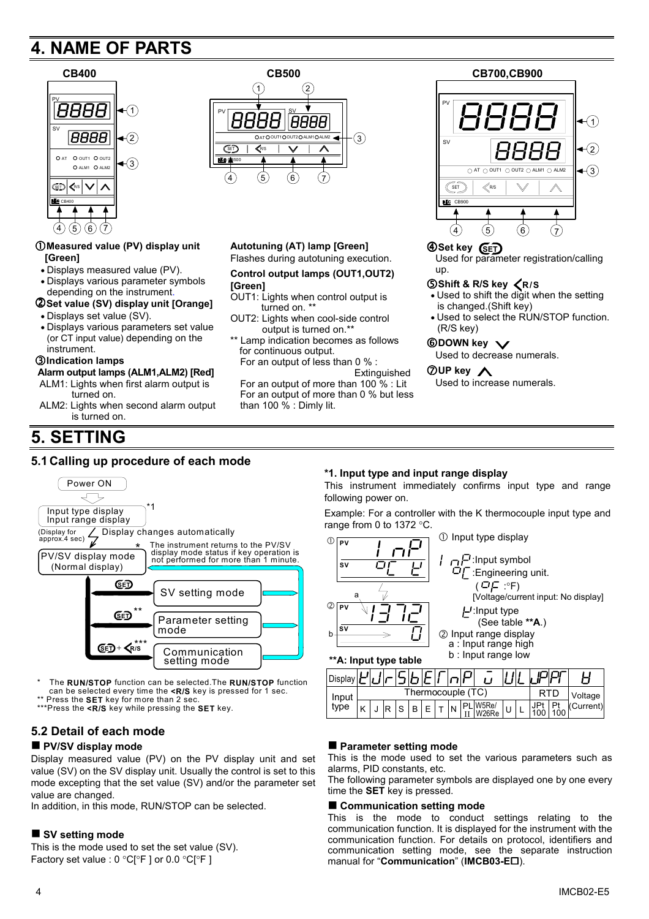# 4. NAME OF PARTS

**CB400** **CB500** **CB700,CB900**

① **Measured value (PV) display unit [Green]**

- Displays measured value (PV).
- Displays various parameter symbols depending on the instrument.

② **Set value (SV) display unit [Orange]**

- Displays set value (SV).
- Displays various parameters set value (or CT input value) depending on the instrument.

③ **Indication lamps**

**Alarm output lamps (ALM1,ALM2) [Red]**

ALM1: Lights when first alarm output is turned on.

ALM2: Lights when second alarm output is turned on.

**Autotuning (AT) lamp [Green]**

Flashes during autotuning execution.

**Control output lamps (OUT1,OUT2) [Green]**

OUT1: Lights when control output is turned on. **

OUT2: Lights when cool-side control output is turned on.**

** Lamp indication becomes as follows for continuous output.

For an output of less than 0 % : Extinguished

For an output of more than 100 % : Lit

For an output of more than 0 % but less than 100 % : Dimly lit.

④ **Set key** (SET)

Used for parameter registration/calling up.

⑤ **Shift & R/S key** (<R/S)

- Used to shift the digit when the setting is changed.(Shift key)
- Used to select the RUN/STOP function. (R/S key)

⑥ **DOWN key** (∨)

Used to decrease numerals.

⑦ **UP key** (∧)

Used to increase numerals.

# 5. SETTING

## 5.1 Calling up procedure of each mode

Power ON → Input type display / Input range display *1 (Display for approx.4 sec) Display changes automatically → PV/SV display mode (Normal display)

- SET → SV setting mode
- SET ** → Parameter setting mode
- SET + <R/S *** → Communication setting mode

\* The instrument returns to the PV/SV display mode status if key operation is not performed for more than 1 minute.

\* The **RUN/STOP** function can be selected.The **RUN/STOP** function can be selected every time the **<R/S** key is pressed for 1 sec.

** Press the **SET** key for more than 2 sec.

***Press the **<R/S** key while pressing the **SET** key.

**\*1. Input type and input range display**

This instrument immediately confirms input type and range following power on.

Example: For a controller with the K thermocouple input type and range from 0 to 1372 °C.

① PV: InP / SV: °C K
② PV: 1372 (a) / SV: 0 (b)

① Input type display

- InP :Input symbol
- °C :Engineering unit. (°F :°F) [Voltage/current input: No display]
- K :Input type (See table **A.)

② Input range display

- a : Input range high
- b : Input range low

**\*\*A: Input type table**

| Display | K | J | r | S | b | E | T | n | P | W | U | L | JPt | Pt | V |
|---|---|---|---|---|---|---|---|---|---|---|---|---|---|---|---|
| Input type | Thermocouple (TC) | | | | | | | | | | | | RTD | | Voltage (Current) |
| | K | J | R | S | B | E | T | N | PL II | W5Re/W26Re | U | L | JPt 100 | Pt 100 | |

## 5.2 Detail of each mode

### ■ PV/SV display mode

Display measured value (PV) on the PV display unit and set value (SV) on the SV display unit. Usually the control is set to this mode excepting that the set value (SV) and/or the parameter set value are changed.

In addition, in this mode, RUN/STOP can be selected.

### ■ SV setting mode

This is the mode used to set the set value (SV).

Factory set value : 0 °C[°F ] or 0.0 °C[°F ]

### ■ Parameter setting mode

This is the mode used to set the various parameters such as alarms, PID constants, etc.

The following parameter symbols are displayed one by one every time the **SET** key is pressed.

### ■ Communication setting mode

This is the mode to conduct settings relating to the communication function. It is displayed for the instrument with the communication function. For details on protocol, identifiers and communication setting mode, see the separate instruction manual for "**Communication**" (**IMCB03-E□**).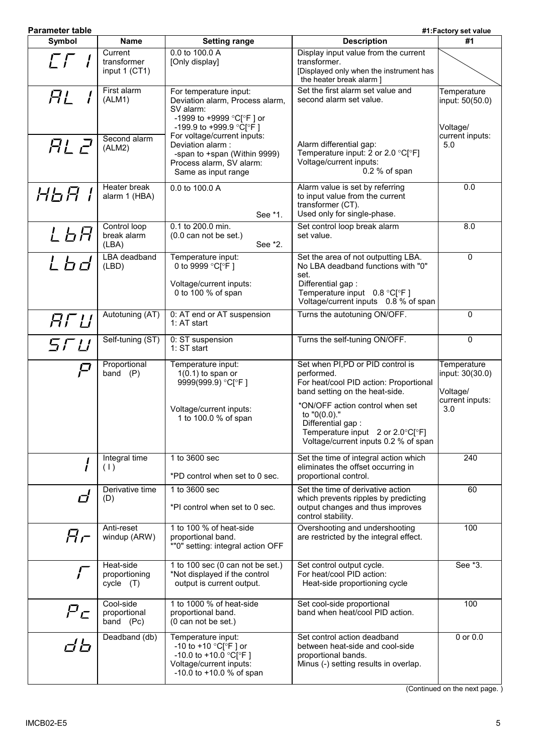**Parameter table**

#1:Factory set value

| Symbol | Name | Setting range | Description | #1 |
|---|---|---|---|---|
| CT1 | Current transformer input 1 (CT1) | 0.0 to 100.0 A [Only display] | Display input value from the current transformer. [Displayed only when the instrument has the heater break alarm ] | |
| AL1 | First alarm (ALM1) | For temperature input: Deviation alarm, Process alarm, SV alarm: -1999 to +9999 °C[°F ] or -199.9 to +999.9 °C[°F ] | Set the first alarm set value and second alarm set value. | Temperature input: 50(50.0) |
| AL2 | Second alarm (ALM2) | For voltage/current inputs: Deviation alarm : -span to +span (Within 9999) Process alarm, SV alarm: Same as input range | Alarm differential gap: Temperature input: 2 or 2.0 °C[°F] Voltage/current inputs: 0.2 % of span | Voltage/ current inputs: 5.0 |
| HbA1 | Heater break alarm 1 (HBA) | 0.0 to 100.0 A See *1. | Alarm value is set by referring to input value from the current transformer (CT). Used only for single-phase. | 0.0 |
| LbA | Control loop break alarm (LBA) | 0.1 to 200.0 min. (0.0 can not be set.) See *2. | Set control loop break alarm set value. | 8.0 |
| Lbd | LBA deadband (LBD) | Temperature input: 0 to 9999 °C[°F ] Voltage/current inputs: 0 to 100 % of span | Set the area of not outputting LBA. No LBA deadband functions with "0" set. Differential gap : Temperature input 0.8 °C[°F ] Voltage/current inputs 0.8 % of span | 0 |
| ATU | Autotuning (AT) | 0: AT end or AT suspension 1: AT start | Turns the autotuning ON/OFF. | 0 |
| STU | Self-tuning (ST) | 0: ST suspension 1: ST start | Turns the self-tuning ON/OFF. | 0 |
| P | Proportional band (P) | Temperature input: 1(0.1) to span or 9999(999.9) °C[°F ] Voltage/current inputs: 1 to 100.0 % of span | Set when PI,PD or PID control is performed. For heat/cool PID action: Proportional band setting on the heat-side. *ON/OFF action control when set to "0(0.0)." Differential gap : Temperature input 2 or 2.0°C[°F] Voltage/current inputs 0.2 % of span | Temperature input: 30(30.0) Voltage/ current inputs: 3.0 |
| I | Integral time (I) | 1 to 3600 sec *PD control when set to 0 sec. | Set the time of integral action which eliminates the offset occurring in proportional control. | 240 |
| d | Derivative time (D) | 1 to 3600 sec *PI control when set to 0 sec. | Set the time of derivative action which prevents ripples by predicting output changes and thus improves control stability. | 60 |
| Ar | Anti-reset windup (ARW) | 1 to 100 % of heat-side proportional band. *"0" setting: integral action OFF | Overshooting and undershooting are restricted by the integral effect. | 100 |
| T | Heat-side proportioning cycle (T) | 1 to 100 sec (0 can not be set.) *Not displayed if the control output is current output. | Set control output cycle. For heat/cool PID action: Heat-side proportioning cycle | See *3. |
| Pc | Cool-side proportional band (Pc) | 1 to 1000 % of heat-side proportional band. (0 can not be set.) | Set cool-side proportional band when heat/cool PID action. | 100 |
| db | Deadband (db) | Temperature input: -10 to +10 °C[°F ] or -10.0 to +10.0 °C[°F ] Voltage/current inputs: -10.0 to +10.0 % of span | Set control action deadband between heat-side and cool-side proportional bands. Minus (-) setting results in overlap. | 0 or 0.0 |

(Continued on the next page. )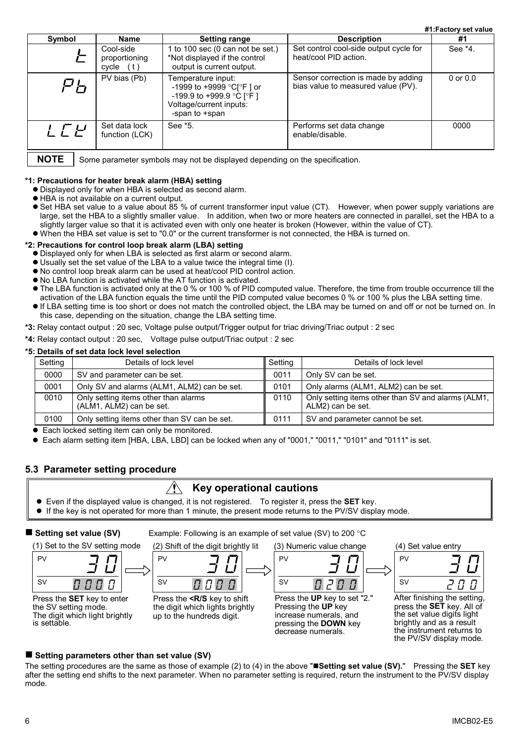#1:Factory set value

| Symbol | Name | Setting range | Description | #1 |
|---|---|---|---|---|
| t | Cool-side proportioning cycle (t) | 1 to 100 sec (0 can not be set.) *Not displayed if the control output is current output. | Set control cool-side output cycle for heat/cool PID action. | See *4. |
| Pb | PV bias (Pb) | Temperature input: -1999 to +9999 °C[°F] or -199.9 to +999.9 °C [°F] Voltage/current inputs: -span to +span | Sensor correction is made by adding bias value to measured value (PV). | 0 or 0.0 |
| LCK | Set data lock function (LCK) | See *5. | Performs set data change enable/disable. | 0000 |

**NOTE** Some parameter symbols may not be displayed depending on the specification.

**\*1: Precautions for heater break alarm (HBA) setting**

- Displayed only for when HBA is selected as second alarm.
- HBA is not available on a current output.
- Set HBA set value to a value about 85 % of current transformer input value (CT). However, when power supply variations are large, set the HBA to a slightly smaller value. In addition, when two or more heaters are connected in parallel, set the HBA to a slightly larger value so that it is activated even with only one heater is broken (However, within the value of CT).
- When the HBA set value is set to "0.0" or the current transformer is not connected, the HBA is turned on.

**\*2: Precautions for control loop break alarm (LBA) setting**

- Displayed only for when LBA is selected as first alarm or second alarm.
- Usually set the set value of the LBA to a value twice the integral time (I).
- No control loop break alarm can be used at heat/cool PID control action.
- No LBA function is activated while the AT function is activated.
- The LBA function is activated only at the 0 % or 100 % of PID computed value. Therefore, the time from trouble occurrence till the activation of the LBA function equals the time until the PID computed value becomes 0 % or 100 % plus the LBA setting time.
- If LBA setting time is too short or does not match the controlled object, the LBA may be turned on and off or not be turned on. In this case, depending on the situation, change the LBA setting time.

**\*3:** Relay contact output : 20 sec, Voltage pulse output/Trigger output for triac driving/Triac output : 2 sec

**\*4:** Relay contact output : 20 sec, Voltage pulse output/Triac output : 2 sec

**\*5: Details of set data lock level selection**

| Setting | Details of lock level | Setting | Details of lock level |
|---|---|---|---|
| 0000 | SV and parameter can be set. | 0011 | Only SV can be set. |
| 0001 | Only SV and alarms (ALM1, ALM2) can be set. | 0101 | Only alarms (ALM1, ALM2) can be set. |
| 0010 | Only setting items other than alarms (ALM1, ALM2) can be set. | 0110 | Only setting items other than SV and alarms (ALM1, ALM2) can be set. |
| 0100 | Only setting items other than SV can be set. | 0111 | SV and parameter cannot be set. |

- Each locked setting item can only be monitored.
- Each alarm setting item [HBA, LBA, LBD] can be locked when any of "0001," "0011," "0101" and "0111" is set.

## 5.3 Parameter setting procedure

**⚠ Key operational cautions**

- Even if the displayed value is changed, it is not registered. To register it, press the **SET** key.
- If the key is not operated for more than 1 minute, the present mode returns to the PV/SV display mode.

### ■ Setting set value (SV)

Example: Following is an example of set value (SV) to 200 °C

(1) Set to the SV setting mode
PV 30 / SV 0000
Press the **SET** key to enter the SV setting mode. The digit which light brightly is settable.

(2) Shift of the digit brightly lit
PV 30 / SV 0000
Press the **<R/S** key to shift the digit which lights brightly up to the hundreds digit.

(3) Numeric value change
PV 30 / SV 0200
Press the **UP** key to set "2." Pressing the **UP** key increase numerals, and pressing the **DOWN** key decrease numerals.

(4) Set value entry
PV 30 / SV 200
After finishing the setting, press the **SET** key. All of the set value digits light brightly and as a result the instrument returns to the PV/SV display mode.

### ■ Setting parameters other than set value (SV)

The setting procedures are the same as those of example (2) to (4) in the above "■**Setting set value (SV).**" Pressing the **SET** key after the setting end shifts to the next parameter. When no parameter setting is required, return the instrument to the PV/SV display mode.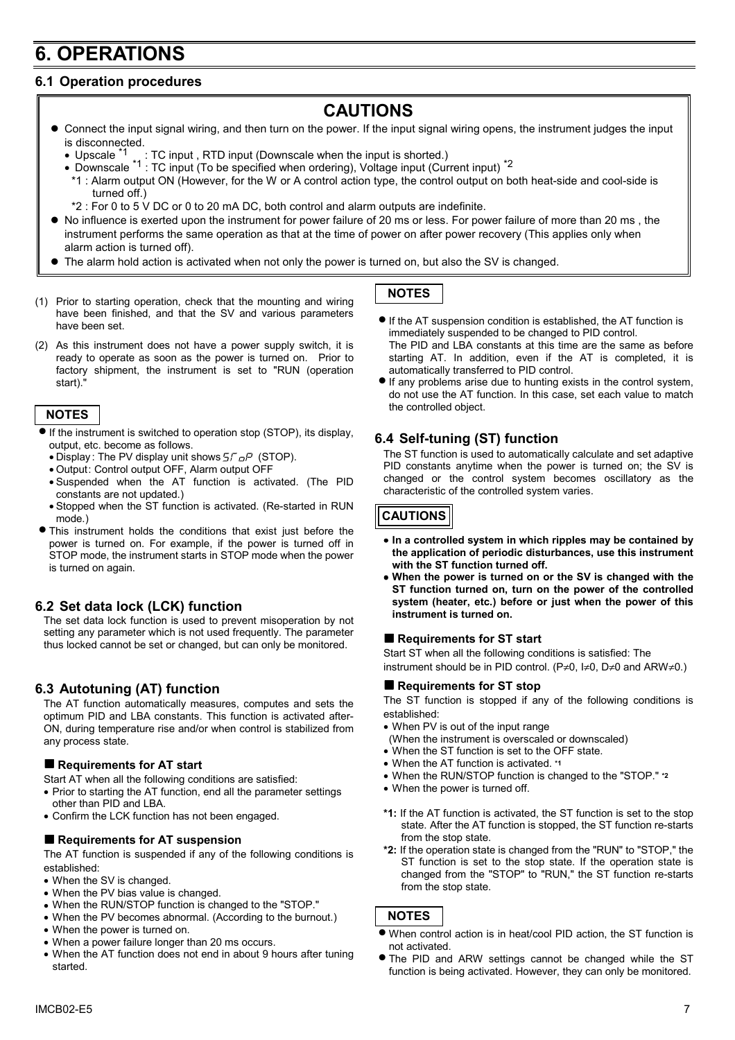# 6. OPERATIONS

## 6.1 Operation procedures

### CAUTIONS

- Connect the input signal wiring, and then turn on the power. If the input signal wiring opens, the instrument judges the input is disconnected.
  - Upscale *1 : TC input , RTD input (Downscale when the input is shorted.)
  - Downscale *1 : TC input (To be specified when ordering), Voltage input (Current input) *2

    *1 : Alarm output ON (However, for the W or A control action type, the control output on both heat-side and cool-side is turned off.)

    *2 : For 0 to 5 V DC or 0 to 20 mA DC, both control and alarm outputs are indefinite.
- No influence is exerted upon the instrument for power failure of 20 ms or less. For power failure of more than 20 ms , the instrument performs the same operation as that at the time of power on after power recovery (This applies only when alarm action is turned off).
- The alarm hold action is activated when not only the power is turned on, but also the SV is changed.

(1) Prior to starting operation, check that the mounting and wiring have been finished, and that the SV and various parameters have been set.

(2) As this instrument does not have a power supply switch, it is ready to operate as soon as the power is turned on. Prior to factory shipment, the instrument is set to "RUN (operation start)."

**NOTES**

- If the instrument is switched to operation stop (STOP), its display, output, etc. become as follows.
  - Display : The PV display unit shows SToP (STOP).
  - Output: Control output OFF, Alarm output OFF
  - Suspended when the AT function is activated. (The PID constants are not updated.)
  - Stopped when the ST function is activated. (Re-started in RUN mode.)
- This instrument holds the conditions that exist just before the power is turned on. For example, if the power is turned off in STOP mode, the instrument starts in STOP mode when the power is turned on again.

## 6.2 Set data lock (LCK) function

The set data lock function is used to prevent misoperation by not setting any parameter which is not used frequently. The parameter thus locked cannot be set or changed, but can only be monitored.

## 6.3 Autotuning (AT) function

The AT function automatically measures, computes and sets the optimum PID and LBA constants. This function is activated after-ON, during temperature rise and/or when control is stabilized from any process state.

### ■ Requirements for AT start

Start AT when all the following conditions are satisfied:

- Prior to starting the AT function, end all the parameter settings other than PID and LBA.
- Confirm the LCK function has not been engaged.

### ■ Requirements for AT suspension

The AT function is suspended if any of the following conditions is established:

- When the SV is changed.
- When the PV bias value is changed.
- When the RUN/STOP function is changed to the "STOP."
- When the PV becomes abnormal. (According to the burnout.)
- When the power is turned on.
- When a power failure longer than 20 ms occurs.
- When the AT function does not end in about 9 hours after tuning started.

**NOTES**

- If the AT suspension condition is established, the AT function is immediately suspended to be changed to PID control. The PID and LBA constants at this time are the same as before starting AT. In addition, even if the AT is completed, it is automatically transferred to PID control.
- If any problems arise due to hunting exists in the control system, do not use the AT function. In this case, set each value to match the controlled object.

## 6.4 Self-tuning (ST) function

The ST function is used to automatically calculate and set adaptive PID constants anytime when the power is turned on; the SV is changed or the control system becomes oscillatory as the characteristic of the controlled system varies.

**CAUTIONS**

- **In a controlled system in which ripples may be contained by the application of periodic disturbances, use this instrument with the ST function turned off.**
- **When the power is turned on or the SV is changed with the ST function turned on, turn on the power of the controlled system (heater, etc.) before or just when the power of this instrument is turned on.**

### ■ Requirements for ST start

Start ST when all the following conditions is satisfied: The instrument should be in PID control. (P≠0, I≠0, D≠0 and ARW≠0.)

### ■ Requirements for ST stop

The ST function is stopped if any of the following conditions is established:

- When PV is out of the input range (When the instrument is overscaled or downscaled)
- When the ST function is set to the OFF state.
- When the AT function is activated. *1
- When the RUN/STOP function is changed to the "STOP." *2
- When the power is turned off.

**\*1:** If the AT function is activated, the ST function is set to the stop state. After the AT function is stopped, the ST function re-starts from the stop state.

**\*2:** If the operation state is changed from the "RUN" to "STOP," the ST function is set to the stop state. If the operation state is changed from the "STOP" to "RUN," the ST function re-starts from the stop state.

**NOTES**

- When control action is in heat/cool PID action, the ST function is not activated.
- The PID and ARW settings cannot be changed while the ST function is being activated. However, they can only be monitored.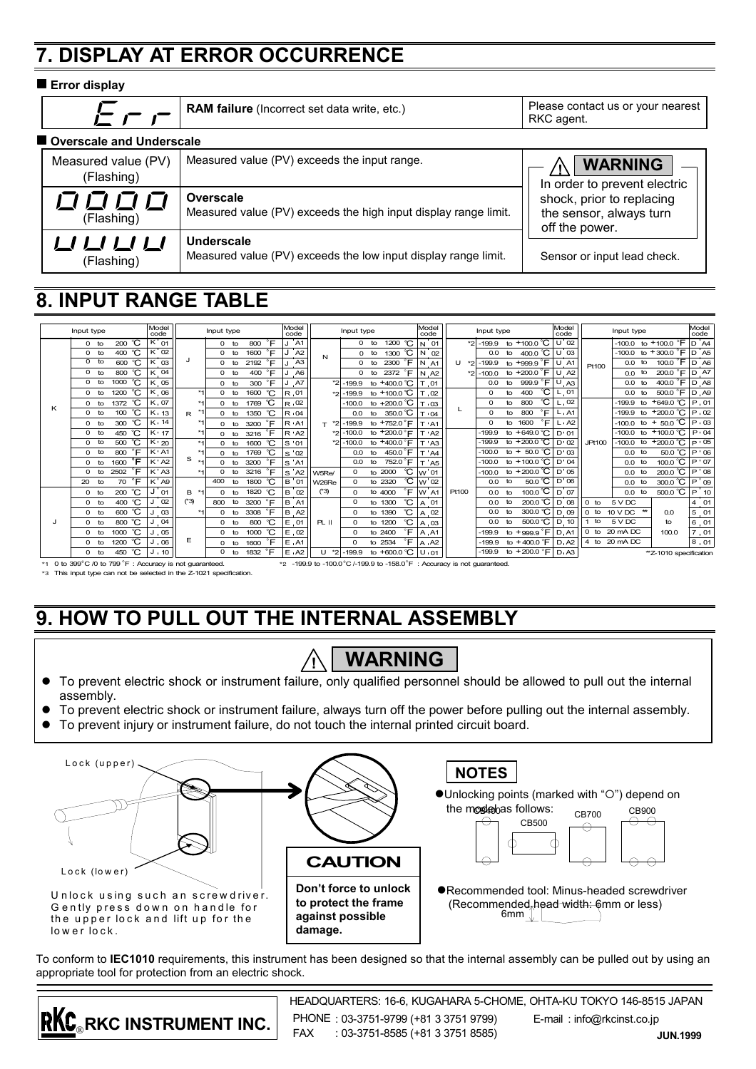# 7. DISPLAY AT ERROR OCCURRENCE

## ■ Error display

| | | |
|---|---|---|
| Err | **RAM failure** (Incorrect set data write, etc.) | Please contact us or your nearest RKC agent. |

## ■ Overscale and Underscale

| | | |
|---|---|---|
| Measured value (PV) (Flashing) | Measured value (PV) exceeds the input range. | ⚠ **WARNING** In order to prevent electric shock, prior to replacing the sensor, always turn off the power. |
| oooo (Flashing) | **Overscale** Measured value (PV) exceeds the high input display range limit. | |
| uuuu (Flashing) | **Underscale** Measured value (PV) exceeds the low input display range limit. | Sensor or input lead check. |

# 8. INPUT RANGE TABLE

| Input type | | Model code | Input type | | Model code | Input type | | Model code | Input type | | Model code | Input type | | Model code |
|---|---|---|---|---|---|---|---|---|---|---|---|---|---|---|
| K | 0 to 200 °C | K 01 | J | 0 to 800 °F | J A1 | N | 0 to 1200 °C | N 01 | U | *2 -199.9 to +100.0 °C | U 02 | Pt100 | -100.0 to +100.0 °F | D A4 |
| | 0 to 400 °C | K 02 | | 0 to 1600 °F | J A2 | | 0 to 1300 °C | N 02 | | 0.0 to 400.0 °C | U 03 | | -100.0 to +300.0 °F | D A5 |
| | 0 to 600 °C | K 03 | | 0 to 2192 °F | J A3 | | 0 to 2300 °F | N A1 | | *2 -199.9 to +999.9 °F | U A1 | | 0.0 to 100.0 °F | D A6 |
| | 0 to 800 °C | K 04 | | 0 to 400 °F | J A6 | | 0 to 2372 °F | N A2 | | *2 -100.0 to +200.0 °F | U A2 | | 0.0 to 200.0 °F | D A7 |
| | 0 to 1000 °C | K 05 | | 0 to 300 °F | J A7 | T | *2 -199.9 to +400.0 °C | T 01 | | 0.0 to 999.9 °F | U A3 | | 0.0 to 400.0 °F | D A8 |
| | 0 to 1200 °C | K 06 | R | *1 0 to 1600 °C | R 01 | | *2 -199.9 to +100.0 °C | T 02 | L | 0 to 400 °C | L 01 | | 0.0 to 500.0 °F | D A9 |
| | 0 to 1372 °C | K 07 | | *1 0 to 1769 °C | R 02 | | -100.0 to +200.0 °C | T 03 | | 0 to 800 °C | L 02 | JPt100 | -199.9 to +649.0 °C | P 01 |
| | 0 to 100 °C | K 13 | | *1 0 to 1350 °C | R 04 | | 0.0 to 350.0 °C | T 04 | | 0 to 800 °F | L A1 | | -199.9 to +200.0 °C | P 02 |
| | 0 to 300 °C | K 14 | | *1 0 to 3200 °F | R A1 | | *2 -199.9 to +752.0 °F | T A1 | | 0 to 1600 °F | L A2 | | -100.0 to +50.0 °C | P 03 |
| | 0 to 450 °C | K 17 | | *1 0 to 3216 °F | R A2 | | *2 -100.0 to +200.0 °F | T A2 | Pt100 | -199.9 to +649.0 °C | D 01 | | -100.0 to +100.0 °C | P 04 |
| | 0 to 500 °C | K 20 | S | *1 0 to 1600 °C | S 01 | | *2 -100.0 to +400.0 °F | T A3 | | -199.9 to +200.0 °C | D 02 | | -100.0 to +200.0 °C | P 05 |
| | 0 to 800 °F | K A1 | | *1 0 to 1769 °C | S 02 | | 0.0 to 450.0 °F | T A4 | | -100.0 to +50.0 °C | D 03 | | 0.0 to 50.0 °C | P 06 |
| | 0 to 1600 °F | K A2 | | *1 0 to 3200 °F | S A1 | | 0.0 to 752.0 °F | T A5 | | -100.0 to +100.0 °C | D 04 | | 0.0 to 100.0 °C | P 07 |
| | 0 to 2502 °F | K A3 | | *1 0 to 3216 °F | S A2 | W5Re/W26Re (*3) | 0 to 2000 °C | W 01 | | -100.0 to +200.0 °C | D 05 | | 0.0 to 200.0 °C | P 08 |
| | 20 to 70 °F | K A9 | | 400 to 1800 °C | B 01 | | 0 to 2320 °C | W 02 | | 0.0 to 50.0 °C | D 06 | | 0.0 to 300.0 °C | P 09 |
| J | 0 to 200 °C | J 01 | B (*3) | *1 0 to 1820 °C | B 02 | | 0 to 4000 °F | W A1 | | 0.0 to 100.0 °C | D 07 | | 0.0 to 500.0 °C | P 10 |
| | 0 to 400 °C | J 02 | | 800 to 3200 °F | B A1 | PL II | 0 to 1300 °C | A 01 | | 0.0 to 200.0 °C | D 08 | 0 to 5 V DC | | 4 01 |
| | 0 to 600 °C | J 03 | | *1 0 to 3308 °F | B A2 | | 0 to 1390 °C | A 02 | | 0.0 to 300.0 °C | D 09 | 0 to 10 V DC ** | 0.0 to 100.0 | 5 01 |
| | 0 to 800 °C | J 04 | E | 0 to 800 °C | E 01 | | 0 to 1200 °C | A 03 | | 0.0 to 500.0 °C | D 10 | 1 to 5 V DC | | 6 01 |
| | 0 to 1000 °C | J 05 | | 0 to 1000 °C | E 02 | | 0 to 2400 °F | A A1 | | -199.9 to +999.9 °F | D A1 | 0 to 20 mA DC | | 7 01 |
| | 0 to 1200 °C | J 06 | | 0 to 1600 °F | E A1 | | 0 to 2534 °F | A A2 | | -199.9 to +400.0 °F | D A2 | 4 to 20 mA DC | | 8 01 |
| | 0 to 450 °C | J 10 | | 0 to 1832 °F | E A2 | U | *2 -199.9 to +600.0 °C | U 01 | | -199.9 to +200.0 °F | D A3 | **Z-1010 specification | | |

*1 0 to 399 °C /0 to 799 °F : Accuracy is not guaranteed.
*2 -199.9 to -100.0 °C /-199.9 to -158.0 °F : Accuracy is not guaranteed.
*3 This input type can not be selected in the Z-1021 specification.

# 9. HOW TO PULL OUT THE INTERNAL ASSEMBLY

⚠ **WARNING**

- To prevent electric shock or instrument failure, only qualified personnel should be allowed to pull out the internal assembly.
- To prevent electric shock or instrument failure, always turn off the power before pulling out the internal assembly.
- To prevent injury or instrument failure, do not touch the internal printed circuit board.

Lock (upper)

Lock (lower)

Unlock using such an screwdriver. Gently press down on handle for the upper lock and lift up for the lower lock.

**CAUTION**

**Don't force to unlock to protect the frame against possible damage.**

**NOTES**

- Unlocking points (marked with "○") depend on the model as follows:

CB400 CB500 CB700 CB900

- Recommended tool: Minus-headed screwdriver (Recommended head width: 6mm or less)

6mm

To conform to **IEC1010** requirements, this instrument has been designed so that the internal assembly can be pulled out by using an appropriate tool for protection from an electric shock.

**RKC INSTRUMENT INC.**

HEADQUARTERS: 16-6, KUGAHARA 5-CHOME, OHTA-KU TOKYO 146-8515 JAPAN
PHONE : 03-3751-9799 (+81 3 3751 9799) E-mail : info@rkcinst.co.jp
FAX : 03-3751-8585 (+81 3 3751 8585)

**JUN.1999**